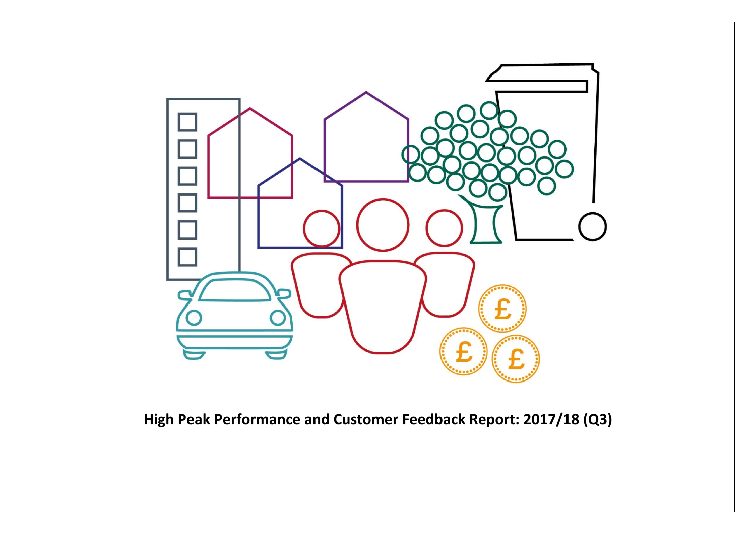# High Peak Performance and Customer Feedback Report: 2017/18 (Q3)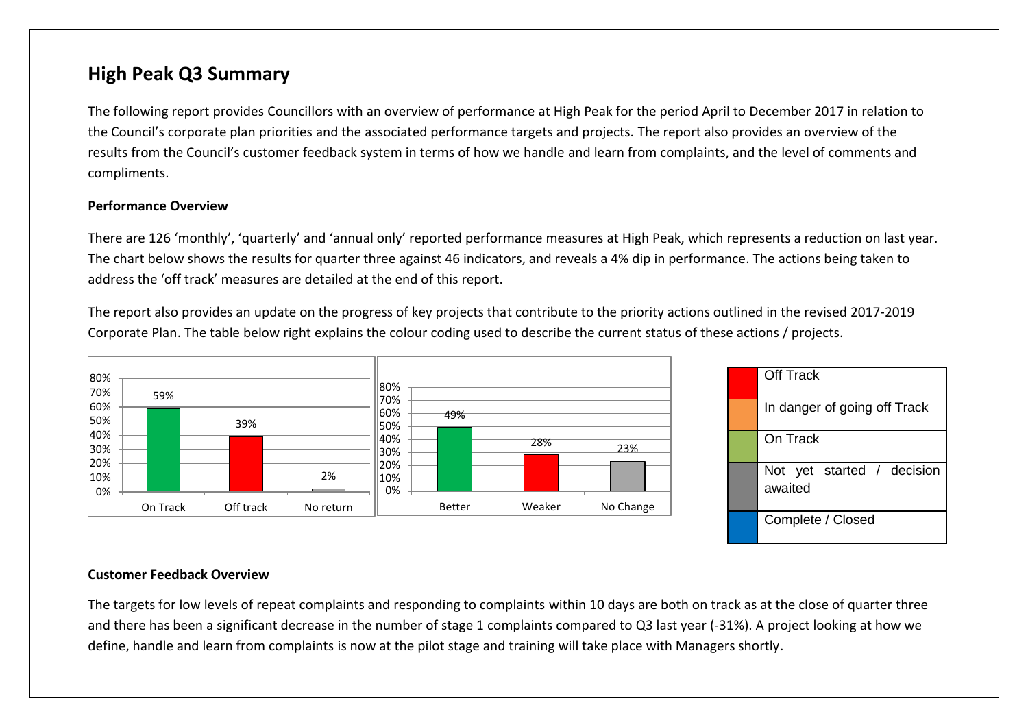# High Peak Q3 Summary

The following report provides Councillors with an overview of performance at High Peak for the period April to December 2017 in relation to the Council's corporate plan priorities and the associated performance targets and projects. The report also provides an overview of the results from the Council's customer feedback system in terms of how we handle and learn from complaints, and the level of comments and compliments.

**Performance Overview**

There are 126 'monthly', 'quarterly' and 'annual only' reported performance measures at High Peak, which represents a reduction on last year. The chart below shows the results for quarter three against 46 indicators, and reveals a 4% dip in performance. The actions being taken to address the 'off track' measures are detailed at the end of this report.

The report also provides an update on the progress of key projects that contribute to the priority actions outlined in the revised 2017-2019 Corporate Plan. The table below right explains the colour coding used to describe the current status of these actions / projects.

| Status | Percentage |
| --- | --- |
| On Track | 59% |
| Off track | 39% |
| No return | 2% |

| Direction | Percentage |
| --- | --- |
| Better | 49% |
| Weaker | 28% |
| No Change | 23% |

| Colour | Status |
| --- | --- |
| Red | Off Track |
| Orange | In danger of going off Track |
| Green | On Track |
| Grey | Not yet started / decision awaited |
| Blue | Complete / Closed |

**Customer Feedback Overview**

The targets for low levels of repeat complaints and responding to complaints within 10 days are both on track as at the close of quarter three and there has been a significant decrease in the number of stage 1 complaints compared to Q3 last year (-31%). A project looking at how we define, handle and learn from complaints is now at the pilot stage and training will take place with Managers shortly.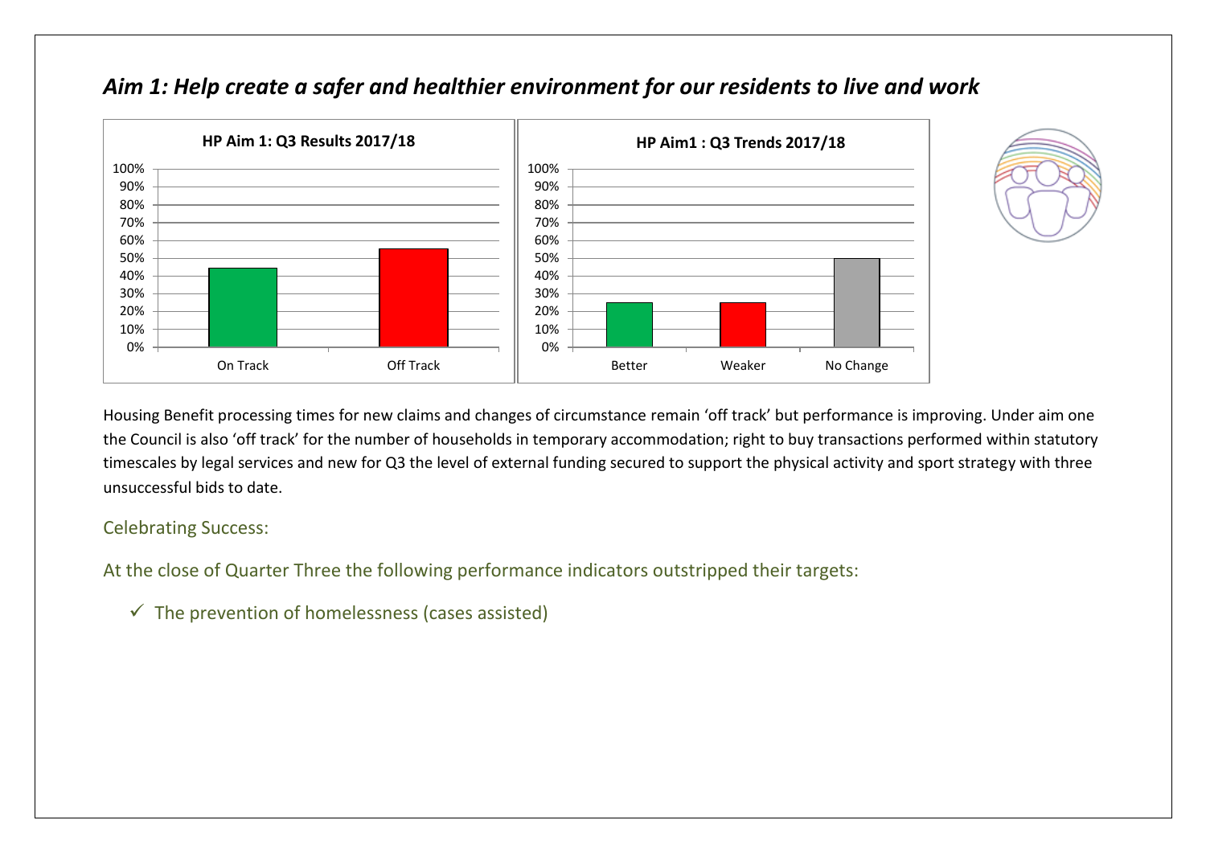## *Aim 1: Help create a safer and healthier environment for our residents to live and work*

Housing Benefit processing times for new claims and changes of circumstance remain 'off track' but performance is improving. Under aim one the Council is also 'off track' for the number of households in temporary accommodation; right to buy transactions performed within statutory timescales by legal services and new for Q3 the level of external funding secured to support the physical activity and sport strategy with three unsuccessful bids to date.

### Celebrating Success:

At the close of Quarter Three the following performance indicators outstripped their targets:

- ✓ The prevention of homelessness (cases assisted)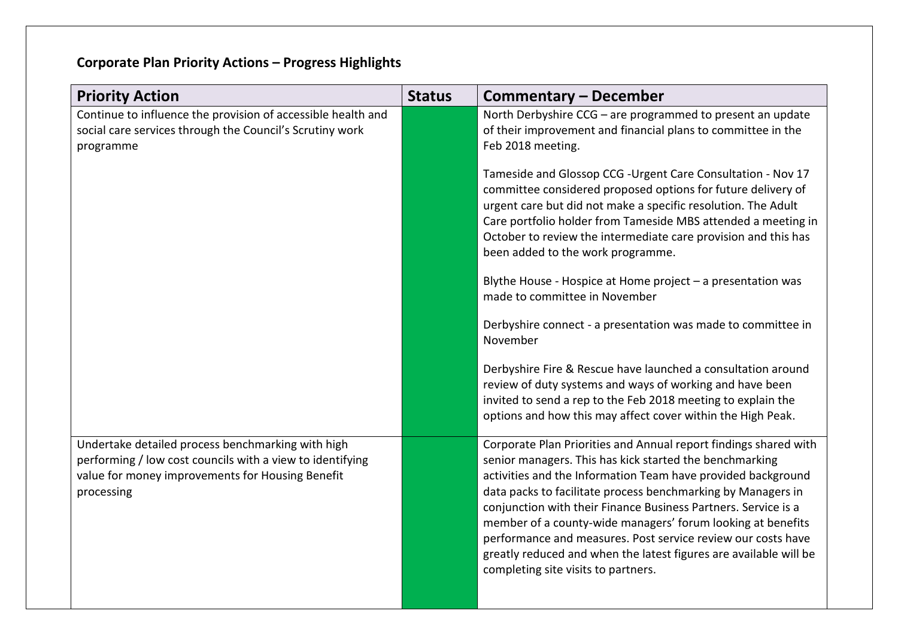## Corporate Plan Priority Actions – Progress Highlights

| Priority Action | Status | Commentary – December |
|---|---|---|
| Continue to influence the provision of accessible health and social care services through the Council's Scrutiny work programme | | North Derbyshire CCG – are programmed to present an update of their improvement and financial plans to committee in the Feb 2018 meeting.<br><br>Tameside and Glossop CCG -Urgent Care Consultation - Nov 17 committee considered proposed options for future delivery of urgent care but did not make a specific resolution. The Adult Care portfolio holder from Tameside MBS attended a meeting in October to review the intermediate care provision and this has been added to the work programme.<br><br>Blythe House - Hospice at Home project – a presentation was made to committee in November<br><br>Derbyshire connect - a presentation was made to committee in November<br><br>Derbyshire Fire & Rescue have launched a consultation around review of duty systems and ways of working and have been invited to send a rep to the Feb 2018 meeting to explain the options and how this may affect cover within the High Peak. |
| Undertake detailed process benchmarking with high performing / low cost councils with a view to identifying value for money improvements for Housing Benefit processing | | Corporate Plan Priorities and Annual report findings shared with senior managers. This has kick started the benchmarking activities and the Information Team have provided background data packs to facilitate process benchmarking by Managers in conjunction with their Finance Business Partners. Service is a member of a county-wide managers' forum looking at benefits performance and measures. Post service review our costs have greatly reduced and when the latest figures are available will be completing site visits to partners. |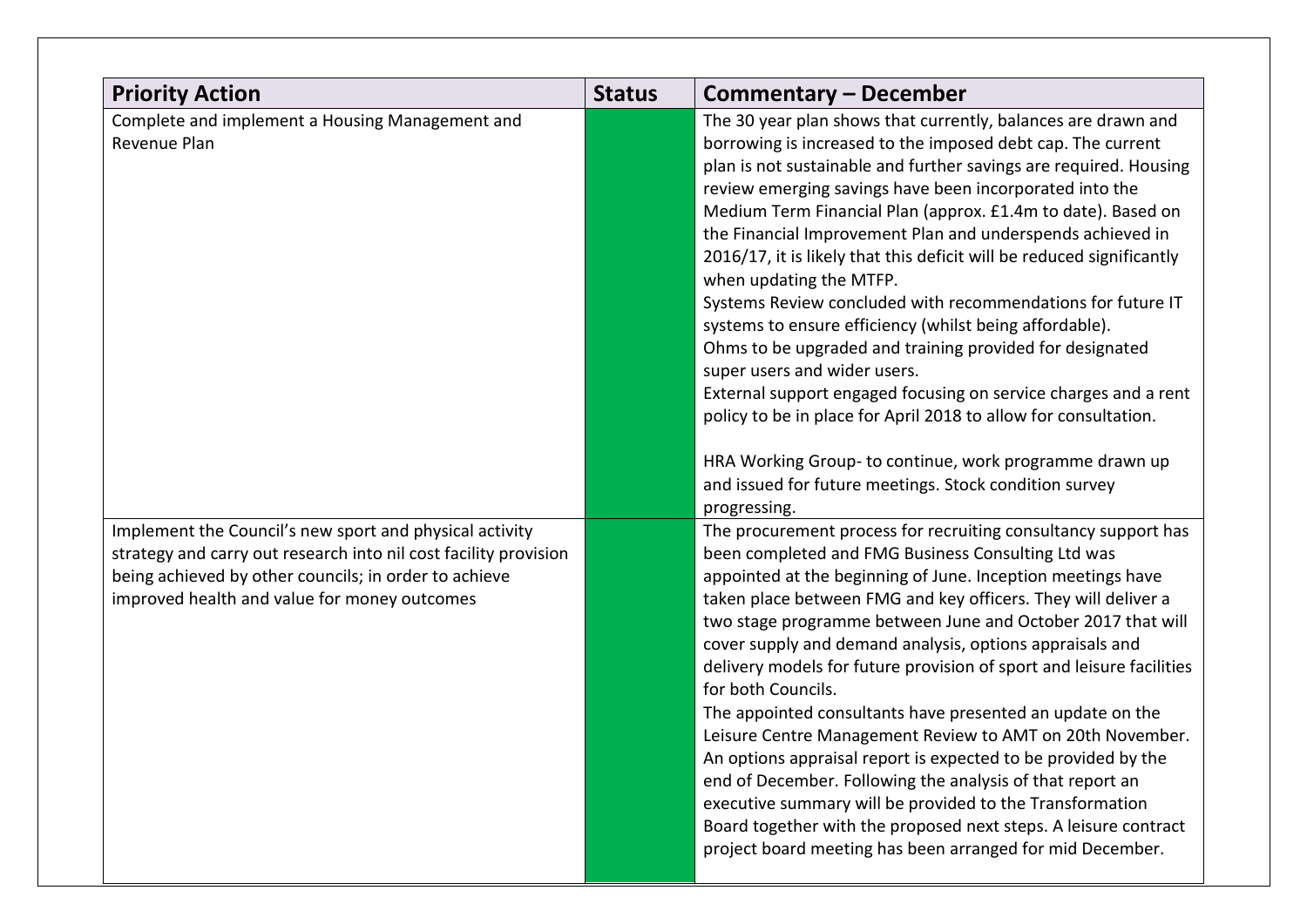| Priority Action | Status | Commentary – December |
| --- | --- | --- |
| Complete and implement a Housing Management and Revenue Plan | | The 30 year plan shows that currently, balances are drawn and borrowing is increased to the imposed debt cap. The current plan is not sustainable and further savings are required. Housing review emerging savings have been incorporated into the Medium Term Financial Plan (approx. £1.4m to date). Based on the Financial Improvement Plan and underspends achieved in 2016/17, it is likely that this deficit will be reduced significantly when updating the MTFP.<br>Systems Review concluded with recommendations for future IT systems to ensure efficiency (whilst being affordable).<br>Ohms to be upgraded and training provided for designated super users and wider users.<br>External support engaged focusing on service charges and a rent policy to be in place for April 2018 to allow for consultation.<br><br>HRA Working Group- to continue, work programme drawn up and issued for future meetings. Stock condition survey progressing. |
| Implement the Council's new sport and physical activity strategy and carry out research into nil cost facility provision being achieved by other councils; in order to achieve improved health and value for money outcomes | | The procurement process for recruiting consultancy support has been completed and FMG Business Consulting Ltd was appointed at the beginning of June. Inception meetings have taken place between FMG and key officers. They will deliver a two stage programme between June and October 2017 that will cover supply and demand analysis, options appraisals and delivery models for future provision of sport and leisure facilities for both Councils.<br>The appointed consultants have presented an update on the Leisure Centre Management Review to AMT on 20th November. An options appraisal report is expected to be provided by the end of December. Following the analysis of that report an executive summary will be provided to the Transformation Board together with the proposed next steps. A leisure contract project board meeting has been arranged for mid December. |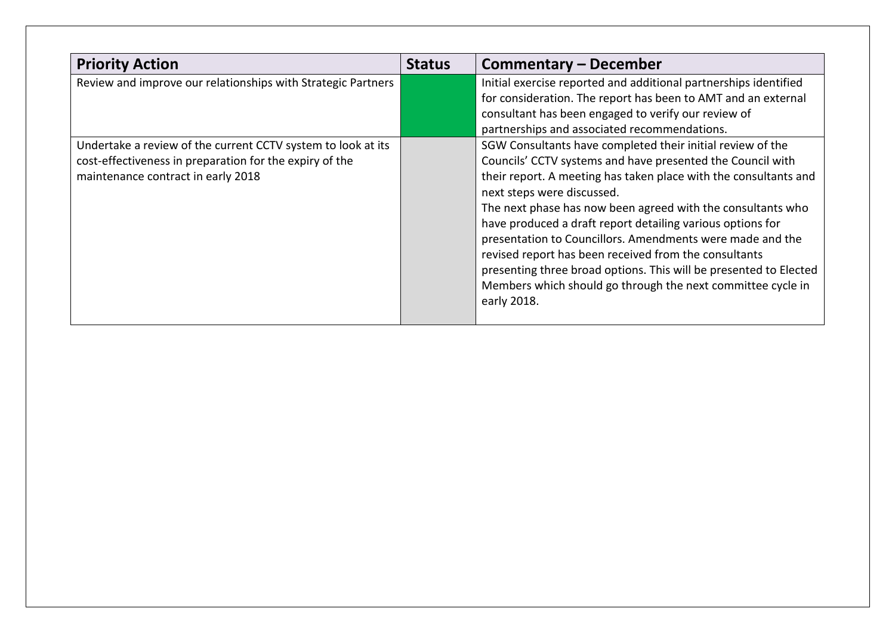| Priority Action | Status | Commentary – December |
|---|---|---|
| Review and improve our relationships with Strategic Partners | | Initial exercise reported and additional partnerships identified for consideration. The report has been to AMT and an external consultant has been engaged to verify our review of partnerships and associated recommendations. |
| Undertake a review of the current CCTV system to look at its cost-effectiveness in preparation for the expiry of the maintenance contract in early 2018 | | SGW Consultants have completed their initial review of the Councils' CCTV systems and have presented the Council with their report. A meeting has taken place with the consultants and next steps were discussed.<br>The next phase has now been agreed with the consultants who have produced a draft report detailing various options for presentation to Councillors. Amendments were made and the revised report has been received from the consultants presenting three broad options. This will be presented to Elected Members which should go through the next committee cycle in early 2018. |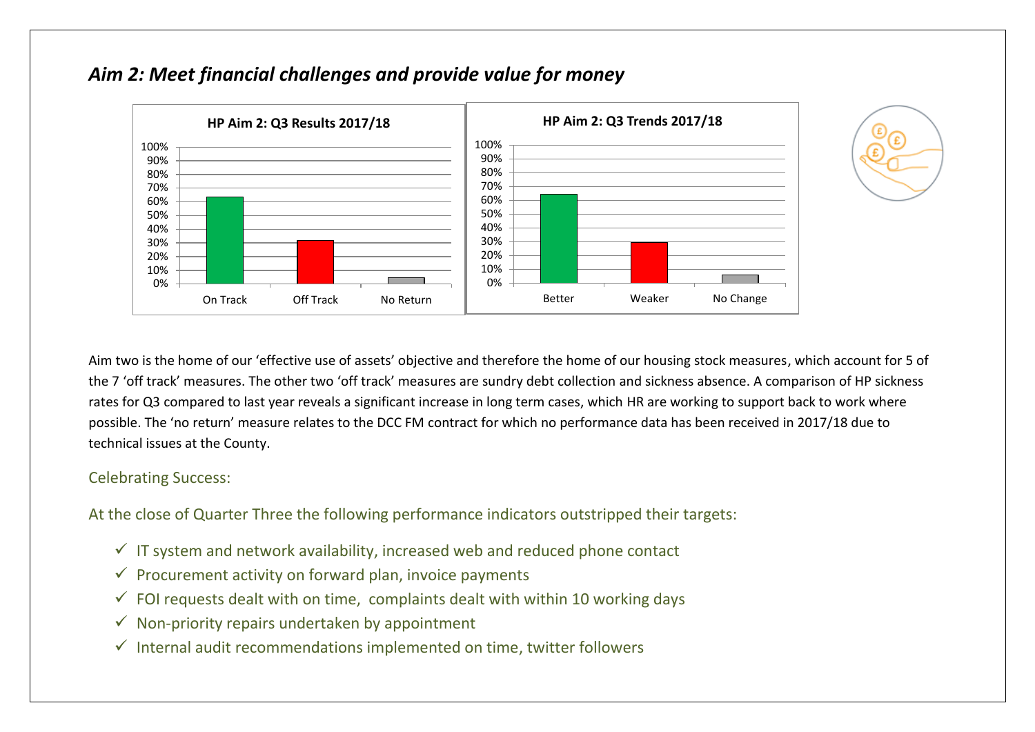## *Aim 2: Meet financial challenges and provide value for money*

**HP Aim 2: Q3 Results 2017/18**

**HP Aim 2: Q3 Trends 2017/18**

Aim two is the home of our 'effective use of assets' objective and therefore the home of our housing stock measures, which account for 5 of the 7 'off track' measures. The other two 'off track' measures are sundry debt collection and sickness absence. A comparison of HP sickness rates for Q3 compared to last year reveals a significant increase in long term cases, which HR are working to support back to work where possible. The 'no return' measure relates to the DCC FM contract for which no performance data has been received in 2017/18 due to technical issues at the County.

Celebrating Success:

At the close of Quarter Three the following performance indicators outstripped their targets:

- ✓ IT system and network availability, increased web and reduced phone contact
- ✓ Procurement activity on forward plan, invoice payments
- ✓ FOI requests dealt with on time, complaints dealt with within 10 working days
- ✓ Non-priority repairs undertaken by appointment
- ✓ Internal audit recommendations implemented on time, twitter followers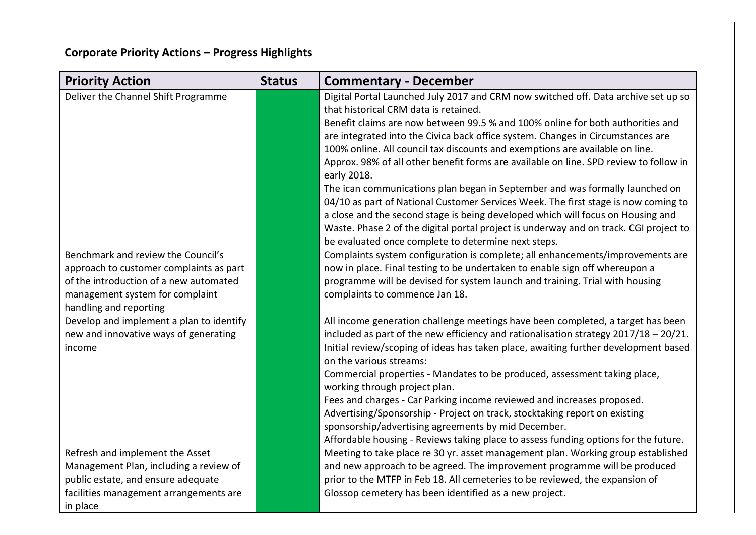## Corporate Priority Actions – Progress Highlights

| Priority Action | Status | Commentary - December |
|---|---|---|
| Deliver the Channel Shift Programme | | Digital Portal Launched July 2017 and CRM now switched off. Data archive set up so that historical CRM data is retained.<br>Benefit claims are now between 99.5 % and 100% online for both authorities and are integrated into the Civica back office system. Changes in Circumstances are 100% online. All council tax discounts and exemptions are available on line. Approx. 98% of all other benefit forms are available on line. SPD review to follow in early 2018.<br>The ican communications plan began in September and was formally launched on 04/10 as part of National Customer Services Week. The first stage is now coming to a close and the second stage is being developed which will focus on Housing and Waste. Phase 2 of the digital portal project is underway and on track. CGI project to be evaluated once complete to determine next steps. |
| Benchmark and review the Council's approach to customer complaints as part of the introduction of a new automated management system for complaint handling and reporting | | Complaints system configuration is complete; all enhancements/improvements are now in place. Final testing to be undertaken to enable sign off whereupon a programme will be devised for system launch and training. Trial with housing complaints to commence Jan 18. |
| Develop and implement a plan to identify new and innovative ways of generating income | | All income generation challenge meetings have been completed, a target has been included as part of the new efficiency and rationalisation strategy 2017/18 – 20/21. Initial review/scoping of ideas has taken place, awaiting further development based on the various streams:<br>Commercial properties - Mandates to be produced, assessment taking place, working through project plan.<br>Fees and charges - Car Parking income reviewed and increases proposed.<br>Advertising/Sponsorship - Project on track, stocktaking report on existing sponsorship/advertising agreements by mid December.<br>Affordable housing - Reviews taking place to assess funding options for the future. |
| Refresh and implement the Asset Management Plan, including a review of public estate, and ensure adequate facilities management arrangements are in place | | Meeting to take place re 30 yr. asset management plan. Working group established and new approach to be agreed. The improvement programme will be produced prior to the MTFP in Feb 18. All cemeteries to be reviewed, the expansion of Glossop cemetery has been identified as a new project. |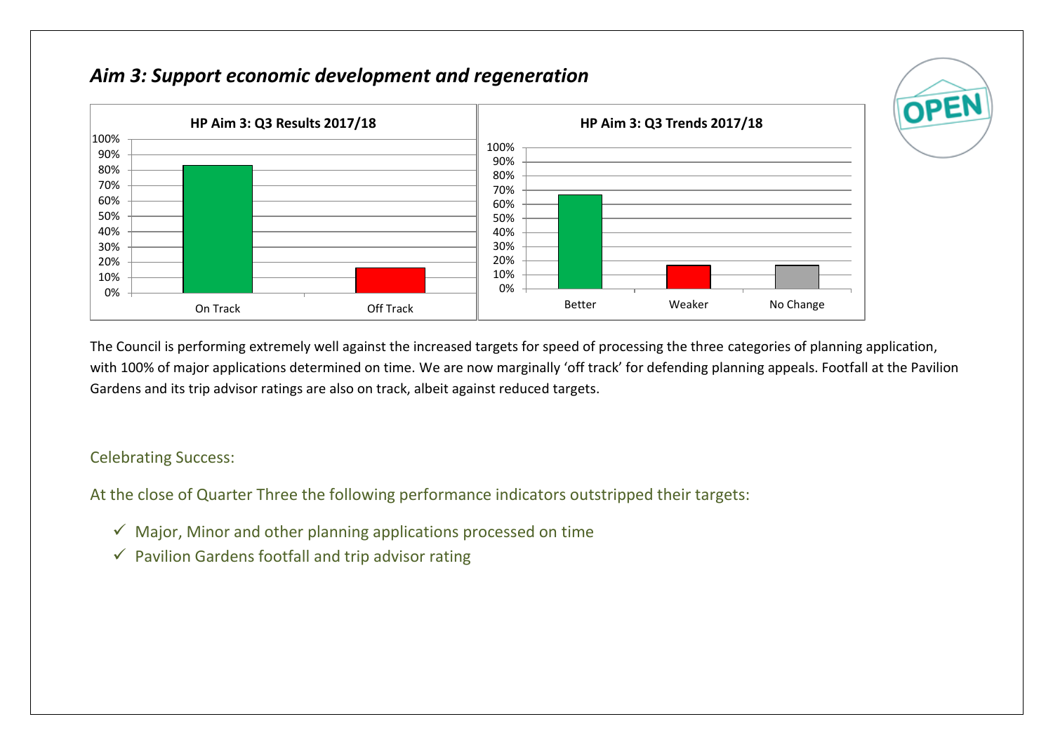## *Aim 3: Support economic development and regeneration*

**HP Aim 3: Q3 Results 2017/18**

**HP Aim 3: Q3 Trends 2017/18**

The Council is performing extremely well against the increased targets for speed of processing the three categories of planning application, with 100% of major applications determined on time. We are now marginally 'off track' for defending planning appeals. Footfall at the Pavilion Gardens and its trip advisor ratings are also on track, albeit against reduced targets.

Celebrating Success:

At the close of Quarter Three the following performance indicators outstripped their targets:

- ✓ Major, Minor and other planning applications processed on time
- ✓ Pavilion Gardens footfall and trip advisor rating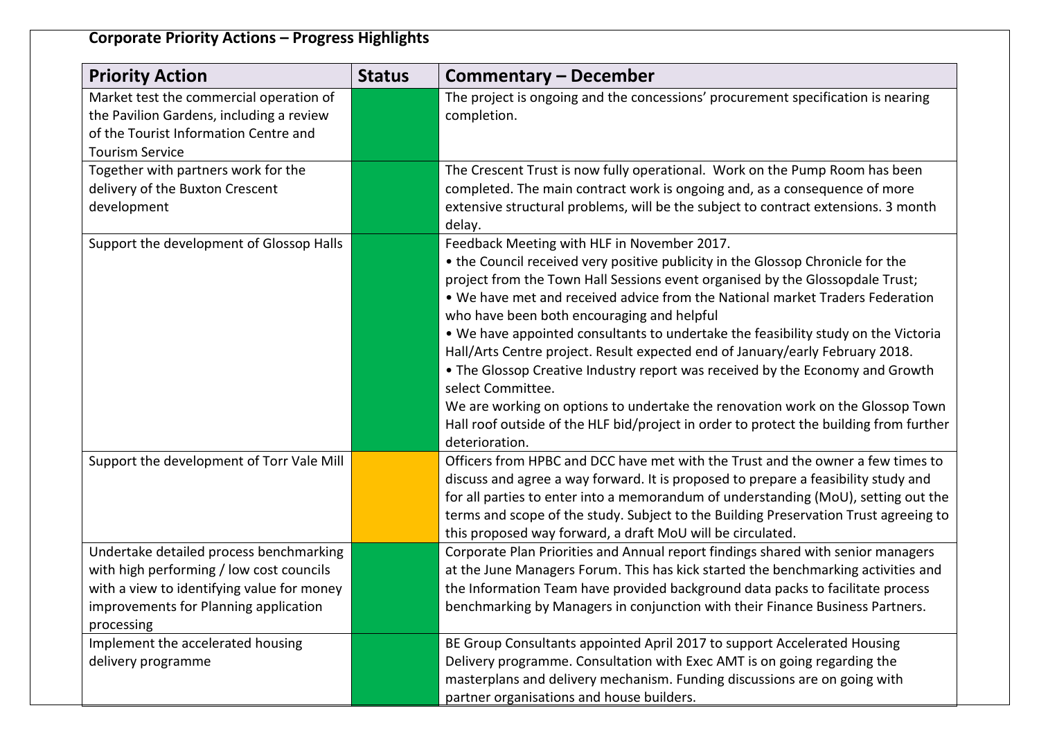**Corporate Priority Actions – Progress Highlights**

| Priority Action | Status | Commentary – December |
|---|---|---|
| Market test the commercial operation of the Pavilion Gardens, including a review of the Tourist Information Centre and Tourism Service | | The project is ongoing and the concessions' procurement specification is nearing completion. |
| Together with partners work for the delivery of the Buxton Crescent development | | The Crescent Trust is now fully operational. Work on the Pump Room has been completed. The main contract work is ongoing and, as a consequence of more extensive structural problems, will be the subject to contract extensions. 3 month delay. |
| Support the development of Glossop Halls | | Feedback Meeting with HLF in November 2017.<br>• the Council received very positive publicity in the Glossop Chronicle for the project from the Town Hall Sessions event organised by the Glossopdale Trust;<br>• We have met and received advice from the National market Traders Federation who have been both encouraging and helpful<br>• We have appointed consultants to undertake the feasibility study on the Victoria Hall/Arts Centre project. Result expected end of January/early February 2018.<br>• The Glossop Creative Industry report was received by the Economy and Growth select Committee.<br>We are working on options to undertake the renovation work on the Glossop Town Hall roof outside of the HLF bid/project in order to protect the building from further deterioration. |
| Support the development of Torr Vale Mill | | Officers from HPBC and DCC have met with the Trust and the owner a few times to discuss and agree a way forward. It is proposed to prepare a feasibility study and for all parties to enter into a memorandum of understanding (MoU), setting out the terms and scope of the study. Subject to the Building Preservation Trust agreeing to this proposed way forward, a draft MoU will be circulated. |
| Undertake detailed process benchmarking with high performing / low cost councils with a view to identifying value for money improvements for Planning application processing | | Corporate Plan Priorities and Annual report findings shared with senior managers at the June Managers Forum. This has kick started the benchmarking activities and the Information Team have provided background data packs to facilitate process benchmarking by Managers in conjunction with their Finance Business Partners. |
| Implement the accelerated housing delivery programme | | BE Group Consultants appointed April 2017 to support Accelerated Housing Delivery programme. Consultation with Exec AMT is on going regarding the masterplans and delivery mechanism. Funding discussions are on going with partner organisations and house builders. |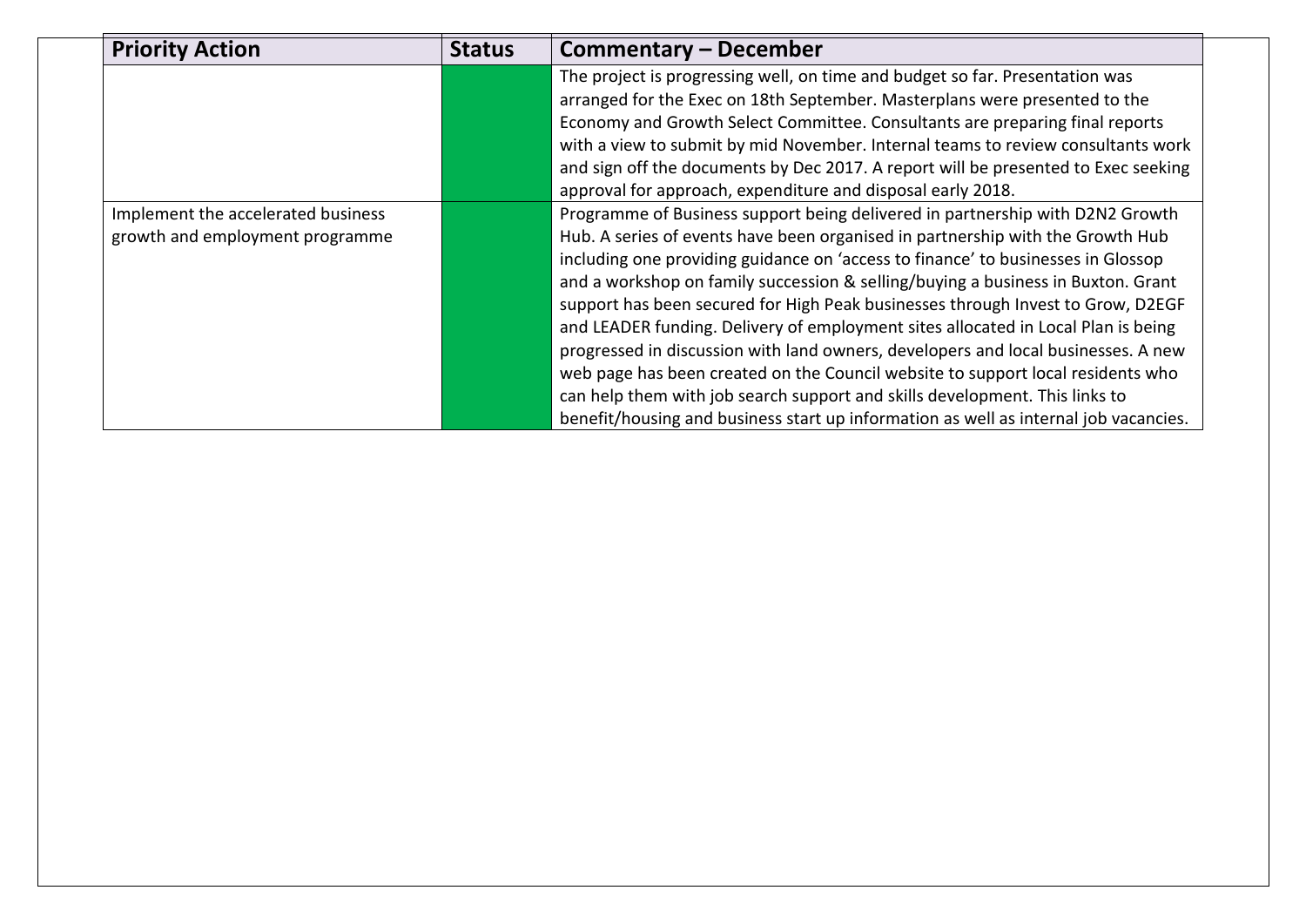| Priority Action | Status | Commentary – December |
|---|---|---|
| | | The project is progressing well, on time and budget so far. Presentation was arranged for the Exec on 18th September. Masterplans were presented to the Economy and Growth Select Committee. Consultants are preparing final reports with a view to submit by mid November. Internal teams to review consultants work and sign off the documents by Dec 2017. A report will be presented to Exec seeking approval for approach, expenditure and disposal early 2018. |
| Implement the accelerated business growth and employment programme | | Programme of Business support being delivered in partnership with D2N2 Growth Hub. A series of events have been organised in partnership with the Growth Hub including one providing guidance on 'access to finance' to businesses in Glossop and a workshop on family succession & selling/buying a business in Buxton. Grant support has been secured for High Peak businesses through Invest to Grow, D2EGF and LEADER funding. Delivery of employment sites allocated in Local Plan is being progressed in discussion with land owners, developers and local businesses. A new web page has been created on the Council website to support local residents who can help them with job search support and skills development. This links to benefit/housing and business start up information as well as internal job vacancies. |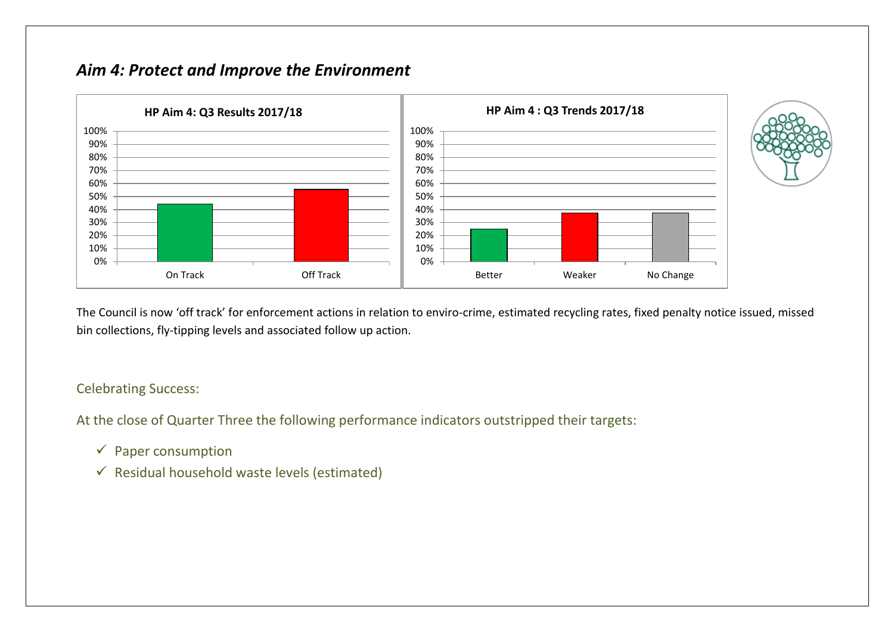## *Aim 4: Protect and Improve the Environment*

**HP Aim 4: Q3 Results 2017/18**

| Category | Value |
|---|---|
| On Track | ~44% |
| Off Track | ~56% |

**HP Aim 4 : Q3 Trends 2017/18**

| Category | Value |
|---|---|
| Better | ~25% |
| Weaker | ~37.5% |
| No Change | ~37.5% |

The Council is now 'off track' for enforcement actions in relation to enviro-crime, estimated recycling rates, fixed penalty notice issued, missed bin collections, fly-tipping levels and associated follow up action.

Celebrating Success:

At the close of Quarter Three the following performance indicators outstripped their targets:

- ✓ Paper consumption
- ✓ Residual household waste levels (estimated)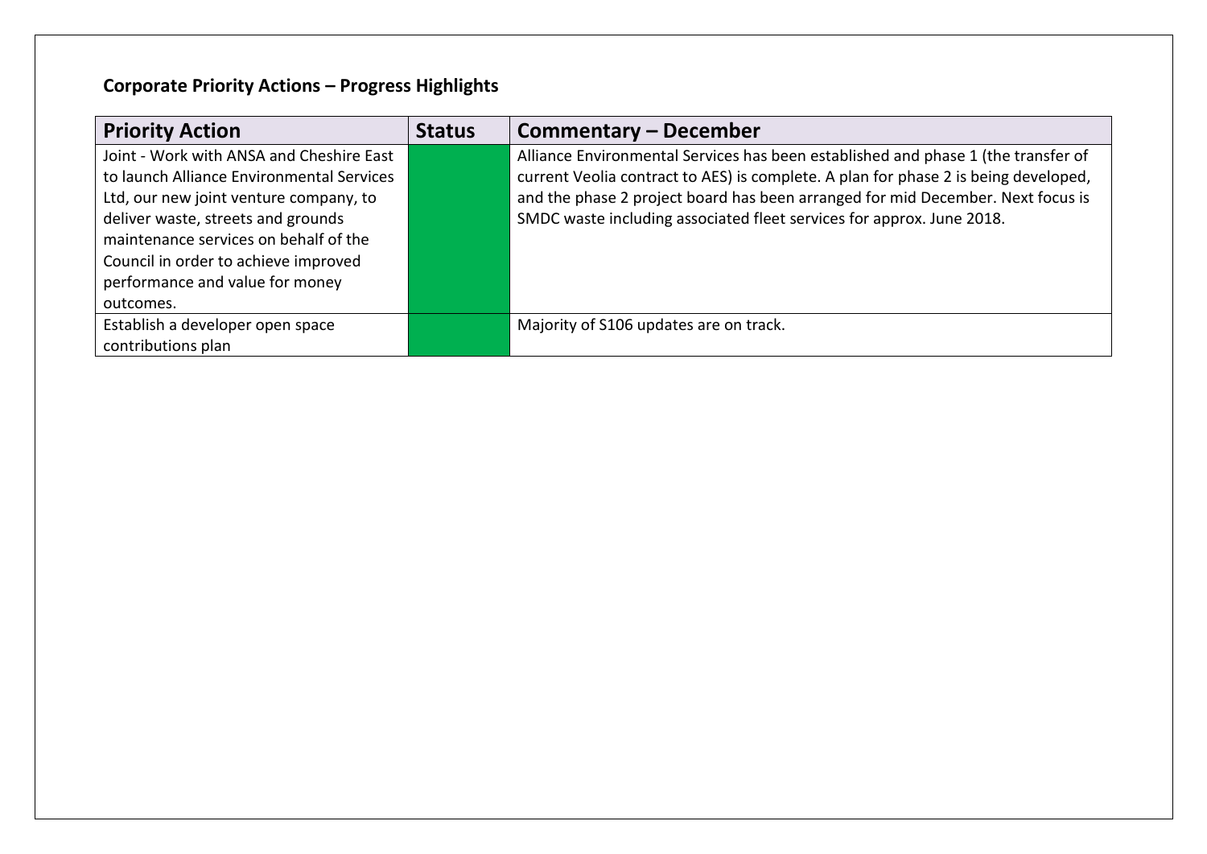**Corporate Priority Actions – Progress Highlights**

| Priority Action | Status | Commentary – December |
|---|---|---|
| Joint - Work with ANSA and Cheshire East to launch Alliance Environmental Services Ltd, our new joint venture company, to deliver waste, streets and grounds maintenance services on behalf of the Council in order to achieve improved performance and value for money outcomes. | | Alliance Environmental Services has been established and phase 1 (the transfer of current Veolia contract to AES) is complete. A plan for phase 2 is being developed, and the phase 2 project board has been arranged for mid December. Next focus is SMDC waste including associated fleet services for approx. June 2018. |
| Establish a developer open space contributions plan | | Majority of S106 updates are on track. |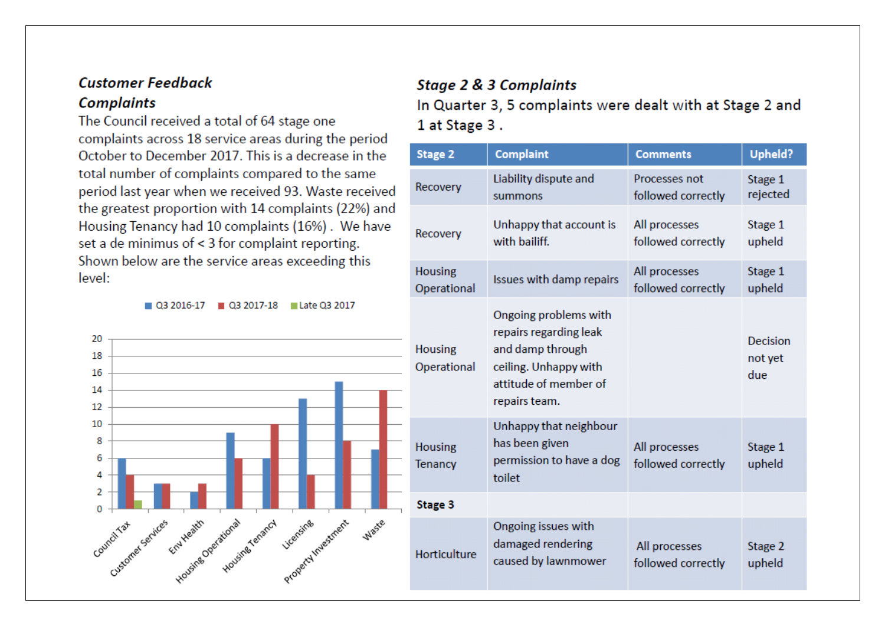### *Customer Feedback*

### *Complaints*

The Council received a total of 64 stage one complaints across 18 service areas during the period October to December 2017. This is a decrease in the total number of complaints compared to the same period last year when we received 93. Waste received the greatest proportion with 14 complaints (22%) and Housing Tenancy had 10 complaints (16%) . We have set a de minimus of < 3 for complaint reporting. Shown below are the service areas exceeding this level:

| Service area | Q3 2016-17 | Q3 2017-18 | Late Q3 2017 |
| --- | --- | --- | --- |
| Council Tax | 6 | 4 | 1 |
| Customer Services | 3 | 3 | |
| Env Health | 2 | 3 | |
| Housing Operational | 9 | 6 | |
| Housing Tenancy | 6 | 10 | |
| Licensing | 13 | 4 | |
| Property Investment | 15 | 8 | |
| Waste | 7 | 14 | |

### *Stage 2 & 3 Complaints*

In Quarter 3, 5 complaints were dealt with at Stage 2 and 1 at Stage 3 .

| Stage 2 | Complaint | Comments | Upheld? |
| --- | --- | --- | --- |
| Recovery | Liability dispute and summons | Processes not followed correctly | Stage 1 rejected |
| Recovery | Unhappy that account is with bailiff. | All processes followed correctly | Stage 1 upheld |
| Housing Operational | Issues with damp repairs | All processes followed correctly | Stage 1 upheld |
| Housing Operational | Ongoing problems with repairs regarding leak and damp through ceiling. Unhappy with attitude of member of repairs team. | | Decision not yet due |
| Housing Tenancy | Unhappy that neighbour has been given permission to have a dog toilet | All processes followed correctly | Stage 1 upheld |
| **Stage 3** | | | |
| Horticulture | Ongoing issues with damaged rendering caused by lawnmower | All processes followed correctly | Stage 2 upheld |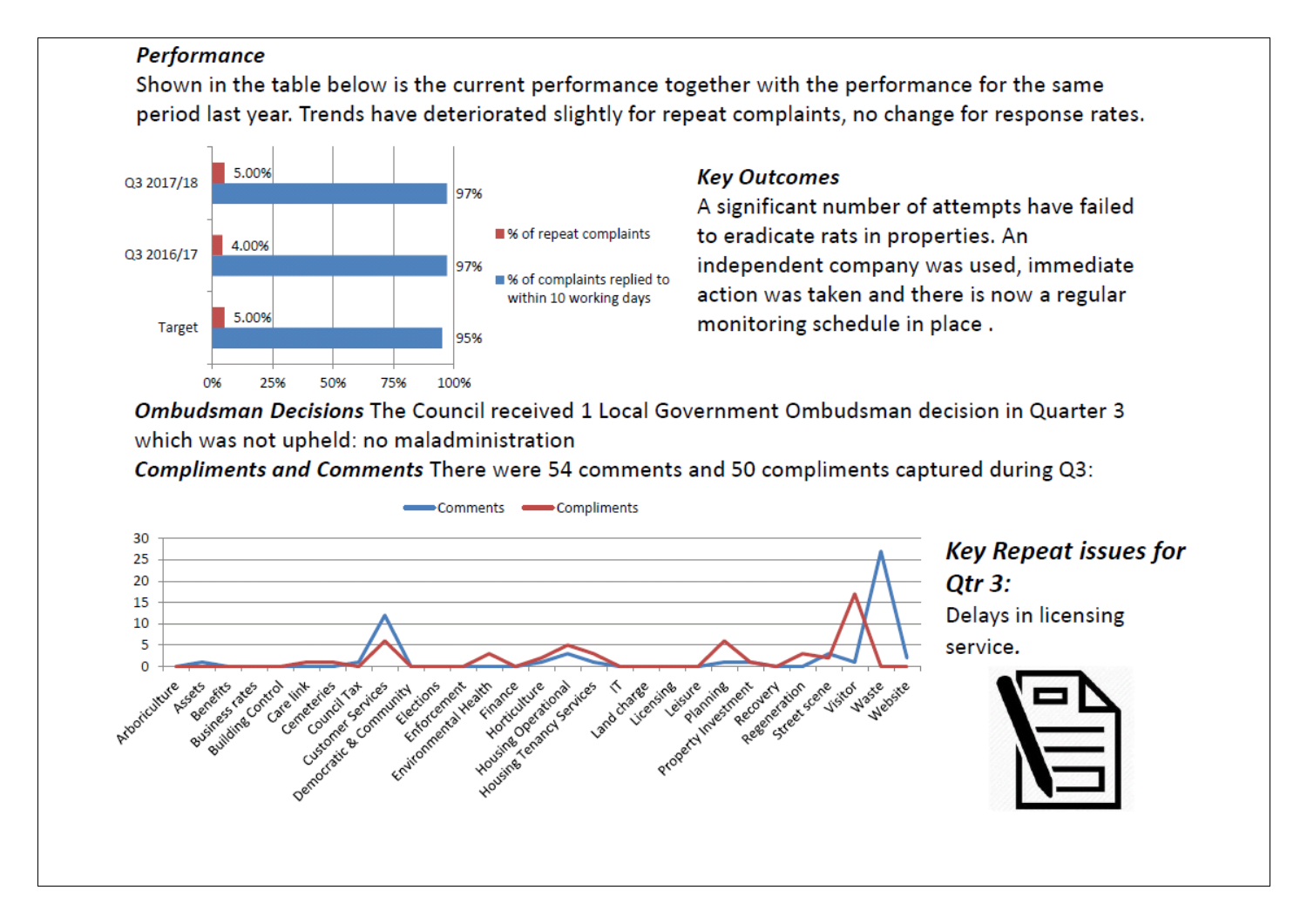***Performance***

Shown in the table below is the current performance together with the performance for the same period last year. Trends have deteriorated slightly for repeat complaints, no change for response rates.

| | % of repeat complaints | % of complaints replied to within 10 working days |
|---|---|---|
| Q3 2017/18 | 5.00% | 97% |
| Q3 2016/17 | 4.00% | 97% |
| Target | 5.00% | 95% |

***Key Outcomes***

A significant number of attempts have failed to eradicate rats in properties. An independent company was used, immediate action was taken and there is now a regular monitoring schedule in place .

***Ombudsman Decisions*** The Council received 1 Local Government Ombudsman decision in Quarter 3 which was not upheld: no maladministration

***Compliments and Comments*** There were 54 comments and 50 compliments captured during Q3:

***Key Repeat issues for Qtr 3:***

Delays in licensing service.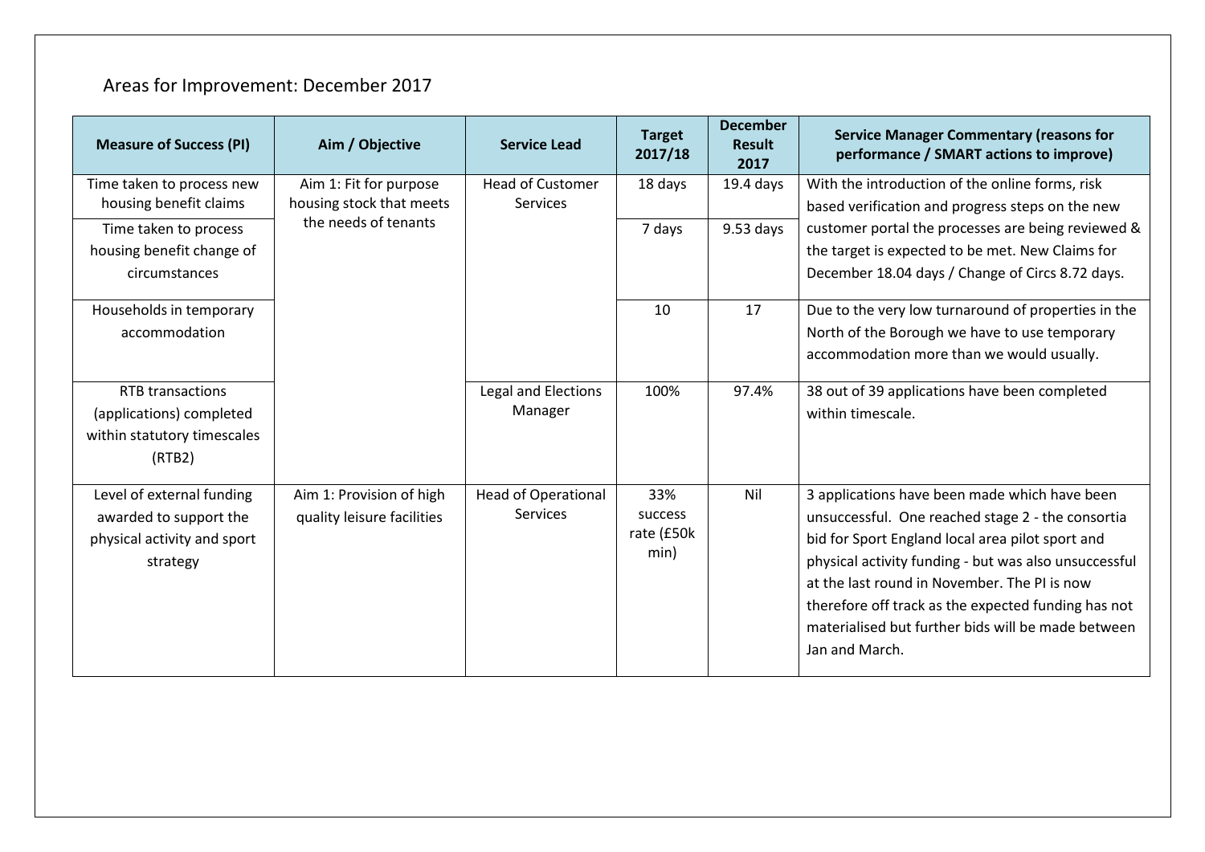## Areas for Improvement: December 2017

| Measure of Success (PI) | Aim / Objective | Service Lead | Target 2017/18 | December Result 2017 | Service Manager Commentary (reasons for performance / SMART actions to improve) |
|---|---|---|---|---|---|
| Time taken to process new housing benefit claims | Aim 1: Fit for purpose housing stock that meets the needs of tenants | Head of Customer Services | 18 days | 19.4 days | With the introduction of the online forms, risk based verification and progress steps on the new customer portal the processes are being reviewed & the target is expected to be met. New Claims for December 18.04 days / Change of Circs 8.72 days. |
| Time taken to process housing benefit change of circumstances | | | 7 days | 9.53 days | |
| Households in temporary accommodation | | | 10 | 17 | Due to the very low turnaround of properties in the North of the Borough we have to use temporary accommodation more than we would usually. |
| RTB transactions (applications) completed within statutory timescales (RTB2) | | Legal and Elections Manager | 100% | 97.4% | 38 out of 39 applications have been completed within timescale. |
| Level of external funding awarded to support the physical activity and sport strategy | Aim 1: Provision of high quality leisure facilities | Head of Operational Services | 33% success rate (£50k min) | Nil | 3 applications have been made which have been unsuccessful. One reached stage 2 - the consortia bid for Sport England local area pilot sport and physical activity funding - but was also unsuccessful at the last round in November. The PI is now therefore off track as the expected funding has not materialised but further bids will be made between Jan and March. |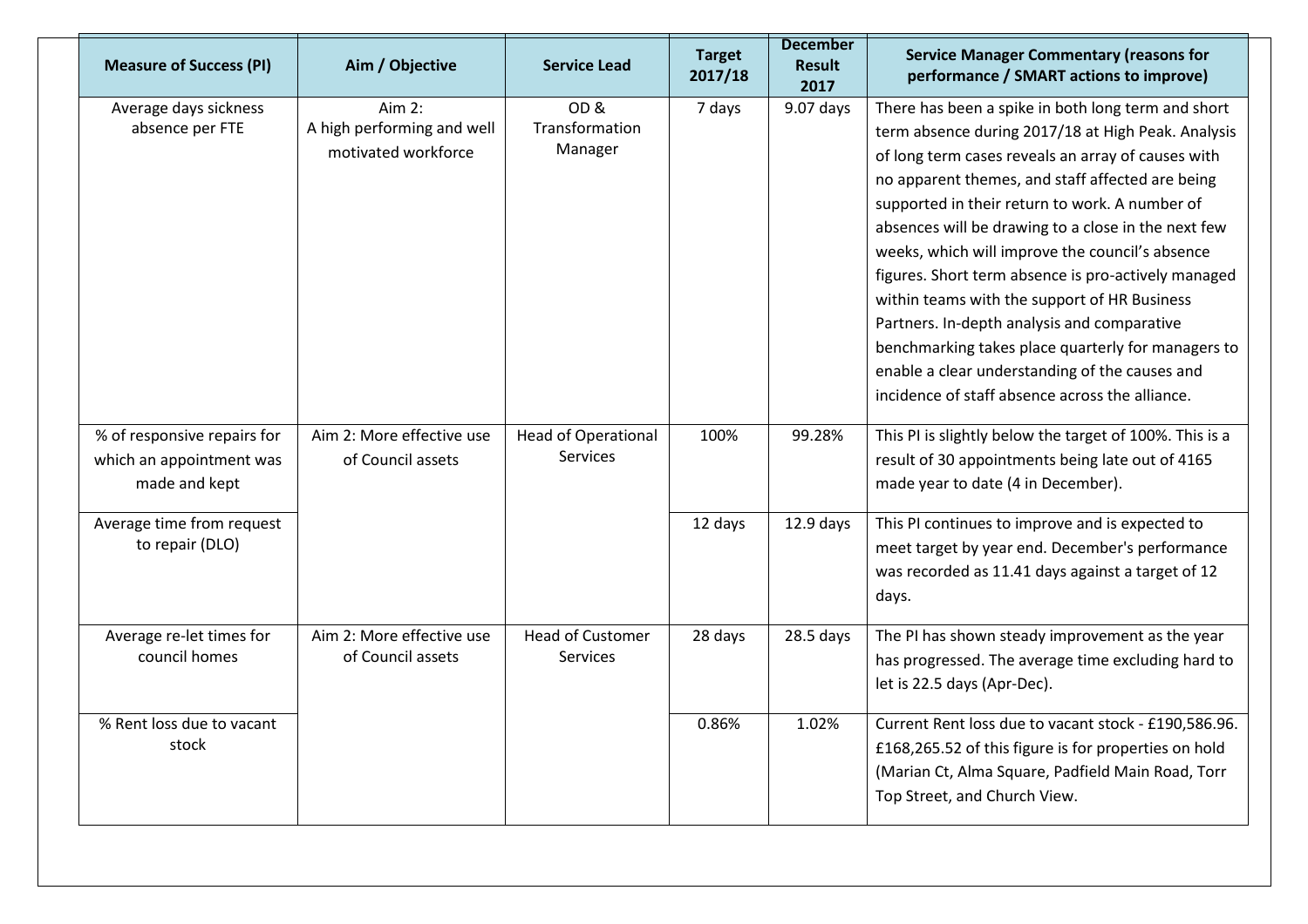| Measure of Success (PI) | Aim / Objective | Service Lead | Target 2017/18 | December Result 2017 | Service Manager Commentary (reasons for performance / SMART actions to improve) |
|---|---|---|---|---|---|
| Average days sickness absence per FTE | Aim 2: A high performing and well motivated workforce | OD & Transformation Manager | 7 days | 9.07 days | There has been a spike in both long term and short term absence during 2017/18 at High Peak. Analysis of long term cases reveals an array of causes with no apparent themes, and staff affected are being supported in their return to work. A number of absences will be drawing to a close in the next few weeks, which will improve the council's absence figures. Short term absence is pro-actively managed within teams with the support of HR Business Partners. In-depth analysis and comparative benchmarking takes place quarterly for managers to enable a clear understanding of the causes and incidence of staff absence across the alliance. |
| % of responsive repairs for which an appointment was made and kept | Aim 2: More effective use of Council assets | Head of Operational Services | 100% | 99.28% | This PI is slightly below the target of 100%. This is a result of 30 appointments being late out of 4165 made year to date (4 in December). |
| Average time from request to repair (DLO) | | | 12 days | 12.9 days | This PI continues to improve and is expected to meet target by year end. December's performance was recorded as 11.41 days against a target of 12 days. |
| Average re-let times for council homes | Aim 2: More effective use of Council assets | Head of Customer Services | 28 days | 28.5 days | The PI has shown steady improvement as the year has progressed. The average time excluding hard to let is 22.5 days (Apr-Dec). |
| % Rent loss due to vacant stock | | | 0.86% | 1.02% | Current Rent loss due to vacant stock - £190,586.96. £168,265.52 of this figure is for properties on hold (Marian Ct, Alma Square, Padfield Main Road, Torr Top Street, and Church View. |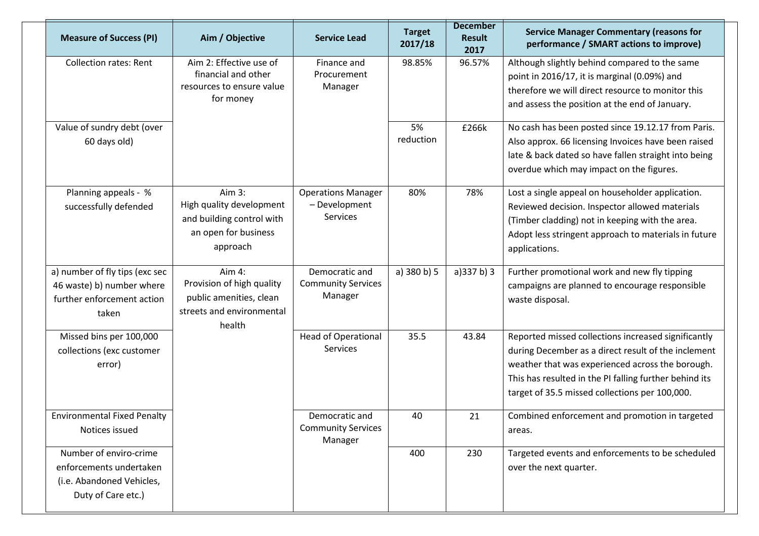| Measure of Success (PI) | Aim / Objective | Service Lead | Target 2017/18 | December Result 2017 | Service Manager Commentary (reasons for performance / SMART actions to improve) |
|---|---|---|---|---|---|
| Collection rates: Rent | Aim 2: Effective use of financial and other resources to ensure value for money | Finance and Procurement Manager | 98.85% | 96.57% | Although slightly behind compared to the same point in 2016/17, it is marginal (0.09%) and therefore we will direct resource to monitor this and assess the position at the end of January. |
| Value of sundry debt (over 60 days old) | | | 5% reduction | £266k | No cash has been posted since 19.12.17 from Paris. Also approx. 66 licensing Invoices have been raised late & back dated so have fallen straight into being overdue which may impact on the figures. |
| Planning appeals - % successfully defended | Aim 3: High quality development and building control with an open for business approach | Operations Manager – Development Services | 80% | 78% | Lost a single appeal on householder application. Reviewed decision. Inspector allowed materials (Timber cladding) not in keeping with the area. Adopt less stringent approach to materials in future applications. |
| a) number of fly tips (exc sec 46 waste) b) number where further enforcement action taken | Aim 4: Provision of high quality public amenities, clean streets and environmental health | Democratic and Community Services Manager | a) 380 b) 5 | a)337 b) 3 | Further promotional work and new fly tipping campaigns are planned to encourage responsible waste disposal. |
| Missed bins per 100,000 collections (exc customer error) | | Head of Operational Services | 35.5 | 43.84 | Reported missed collections increased significantly during December as a direct result of the inclement weather that was experienced across the borough. This has resulted in the PI falling further behind its target of 35.5 missed collections per 100,000. |
| Environmental Fixed Penalty Notices issued | | Democratic and Community Services Manager | 40 | 21 | Combined enforcement and promotion in targeted areas. |
| Number of enviro-crime enforcements undertaken (i.e. Abandoned Vehicles, Duty of Care etc.) | | | 400 | 230 | Targeted events and enforcements to be scheduled over the next quarter. |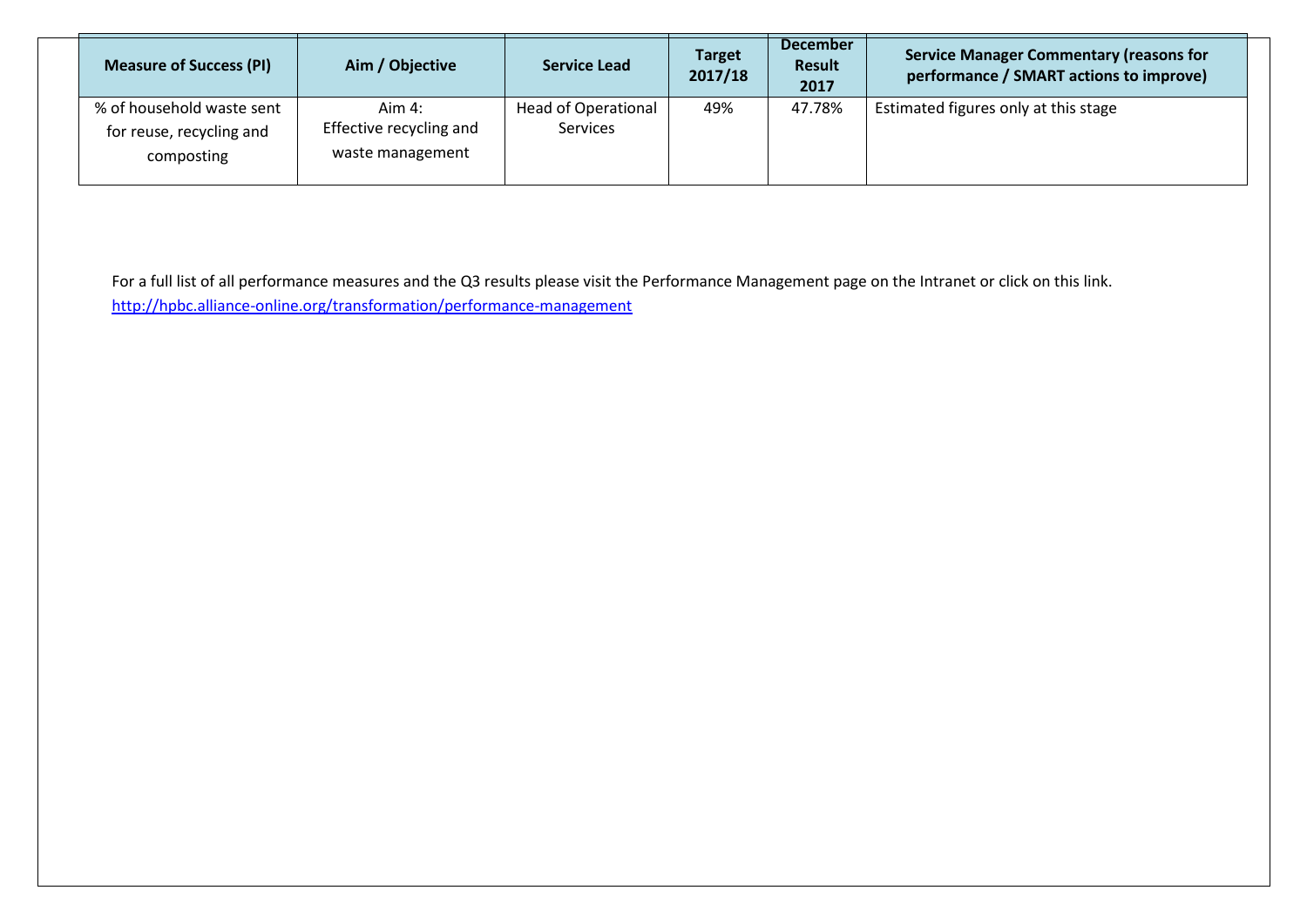| Measure of Success (PI) | Aim / Objective | Service Lead | Target 2017/18 | December Result 2017 | Service Manager Commentary (reasons for performance / SMART actions to improve) |
|---|---|---|---|---|---|
| % of household waste sent for reuse, recycling and composting | Aim 4: Effective recycling and waste management | Head of Operational Services | 49% | 47.78% | Estimated figures only at this stage |

For a full list of all performance measures and the Q3 results please visit the Performance Management page on the Intranet or click on this link. [http://hpbc.alliance-online.org/transformation/performance-management](http://hpbc.alliance-online.org/transformation/performance-management)